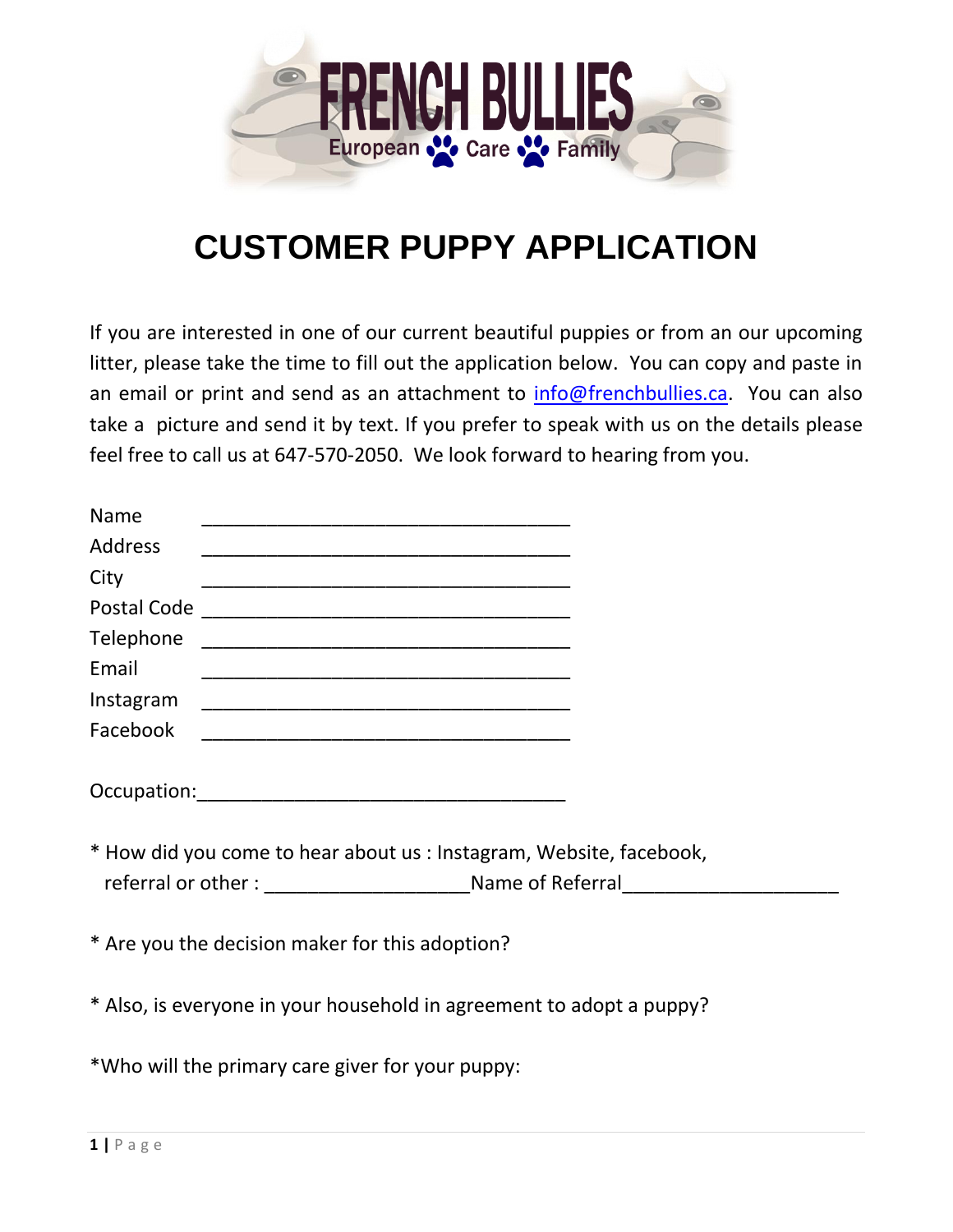FRENCH BULLIES

European Care Family

# CUSTOMER PUPPY APPLICATION

If you are interested in one of our current beautiful puppies or from an our upcoming litter, please take the time to fill out the application below. You can copy and paste in an email or print and send as an attachment to info@frenchbullies.ca. You can also take a picture and send it by text. If you prefer to speak with us on the details please feel free to call us at 647-570-2050. We look forward to hearing from you.

Name ___________________________________

Address ___________________________________

City ___________________________________

Postal Code ___________________________________

Telephone ___________________________________

Email ___________________________________

Instagram ___________________________________

Facebook ___________________________________

Occupation:___________________________________

* How did you come to hear about us : Instagram, Website, facebook, referral or other : ___________________Name of Referral____________________

* Are you the decision maker for this adoption?

* Also, is everyone in your household in agreement to adopt a puppy?

*Who will the primary care giver for your puppy: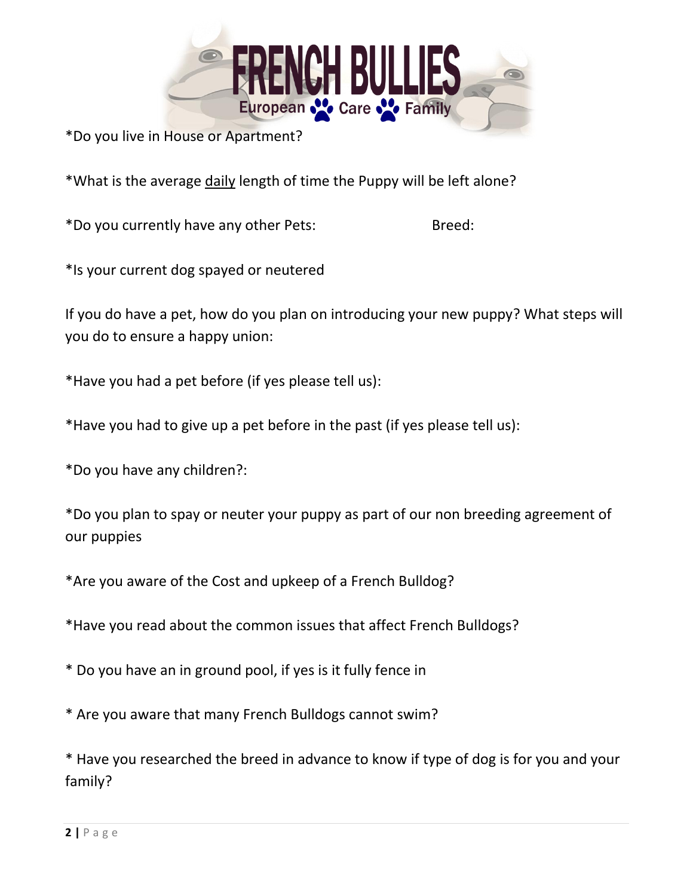*Do you live in House or Apartment?

*What is the average daily length of time the Puppy will be left alone?

*Do you currently have any other Pets: Breed:

*Is your current dog spayed or neutered

If you do have a pet, how do you plan on introducing your new puppy? What steps will you do to ensure a happy union:

*Have you had a pet before (if yes please tell us):

*Have you had to give up a pet before in the past (if yes please tell us):

*Do you have any children?:

*Do you plan to spay or neuter your puppy as part of our non breeding agreement of our puppies

*Are you aware of the Cost and upkeep of a French Bulldog?

*Have you read about the common issues that affect French Bulldogs?

* Do you have an in ground pool, if yes is it fully fence in

* Are you aware that many French Bulldogs cannot swim?

* Have you researched the breed in advance to know if type of dog is for you and your family?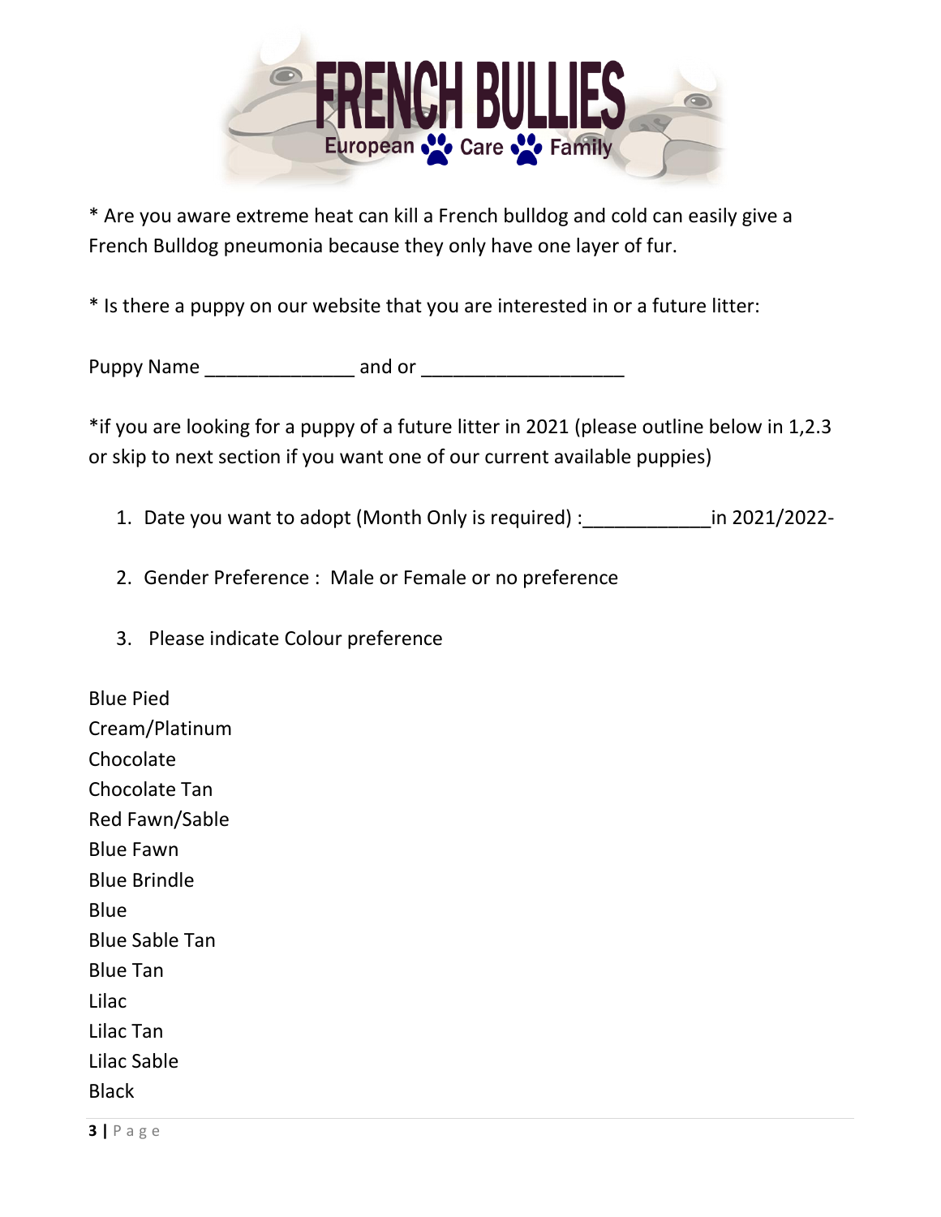FRENCH BULLIES

European Care Family

* Are you aware extreme heat can kill a French bulldog and cold can easily give a French Bulldog pneumonia because they only have one layer of fur.

* Is there a puppy on our website that you are interested in or a future litter:

Puppy Name ______________ and or ___________________

*if you are looking for a puppy of a future litter in 2021 (please outline below in 1,2.3 or skip to next section if you want one of our current available puppies)

1. Date you want to adopt (Month Only is required) :____________in 2021/2022-

2. Gender Preference : Male or Female or no preference

3. Please indicate Colour preference

Blue Pied
Cream/Platinum
Chocolate
Chocolate Tan
Red Fawn/Sable
Blue Fawn
Blue Brindle
Blue
Blue Sable Tan
Blue Tan
Lilac
Lilac Tan
Lilac Sable
Black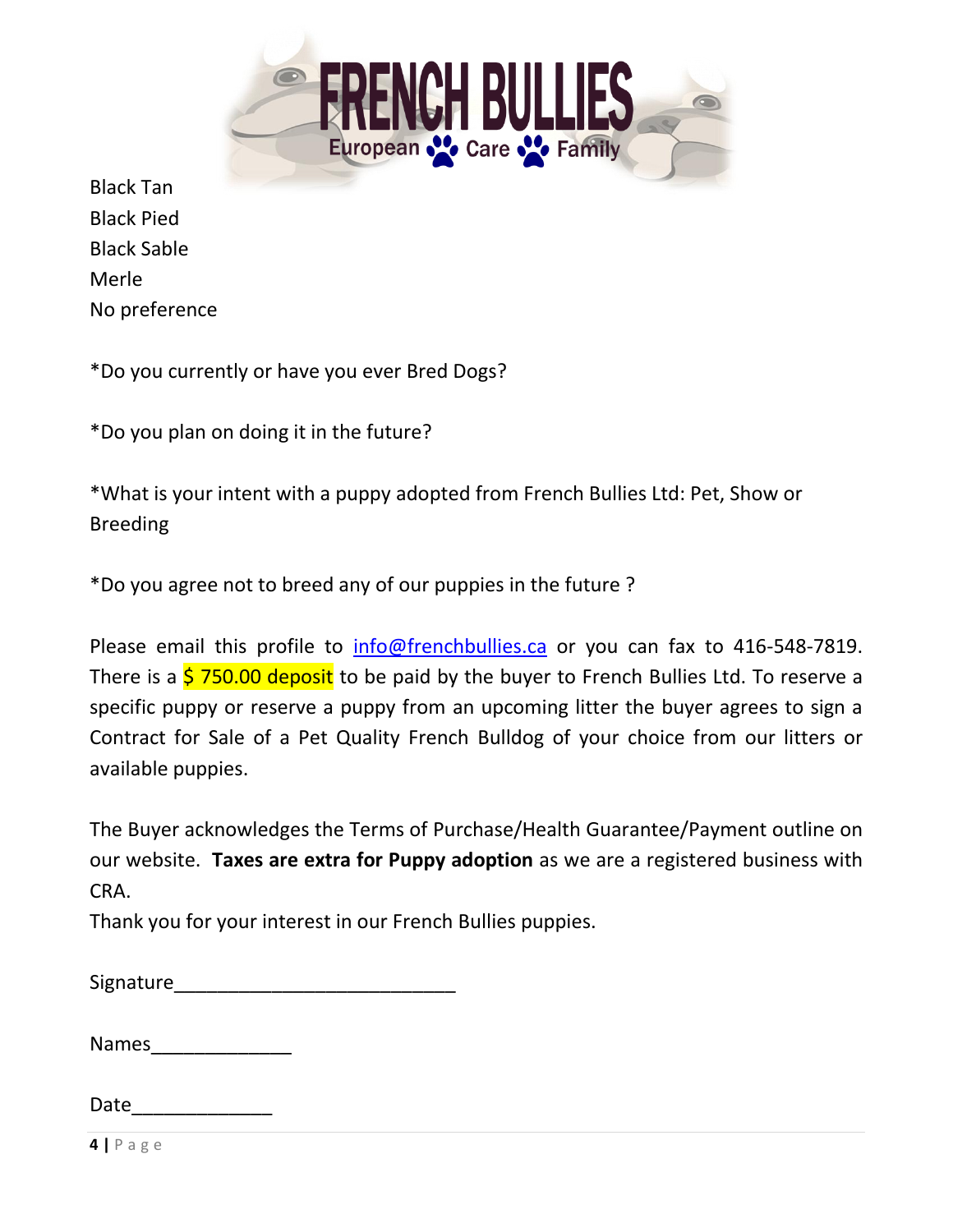Black Tan
Black Pied
Black Sable
Merle
No preference

*Do you currently or have you ever Bred Dogs?

*Do you plan on doing it in the future?

*What is your intent with a puppy adopted from French Bullies Ltd: Pet, Show or Breeding

*Do you agree not to breed any of our puppies in the future ?

Please email this profile to info@frenchbullies.ca or you can fax to 416-548-7819. There is a $ 750.00 deposit to be paid by the buyer to French Bullies Ltd. To reserve a specific puppy or reserve a puppy from an upcoming litter the buyer agrees to sign a Contract for Sale of a Pet Quality French Bulldog of your choice from our litters or available puppies.

The Buyer acknowledges the Terms of Purchase/Health Guarantee/Payment outline on our website. **Taxes are extra for Puppy adoption** as we are a registered business with CRA.
Thank you for your interest in our French Bullies puppies.

Signature___________________________

Names_____________

Date_____________